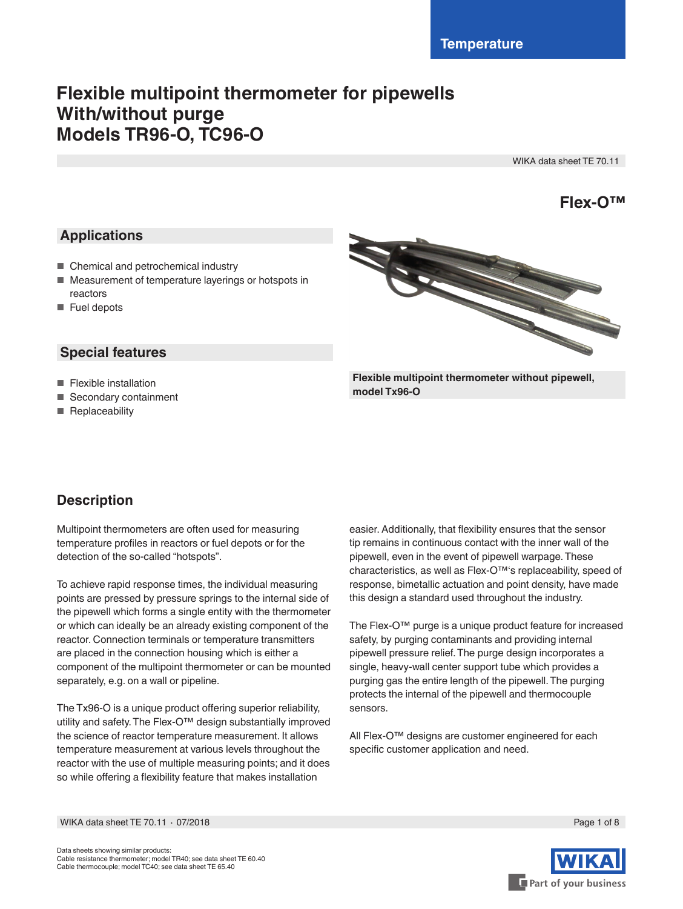# Flexible multipoint thermometer for pipewells With/without purge Models TR96-O, TC96-O

WIKA data sheet TE 70.11

**Flex-O™**

## Applications

- Chemical and petrochemical industry
- Measurement of temperature layerings or hotspots in reactors
- Fuel depots

## Special features

- Flexible installation
- Secondary containment
- Replaceability

**Flexible multipoint thermometer without pipewell, model Tx96-O**

## Description

Multipoint thermometers are often used for measuring temperature profiles in reactors or fuel depots or for the detection of the so-called "hotspots".

To achieve rapid response times, the individual measuring points are pressed by pressure springs to the internal side of the pipewell which forms a single entity with the thermometer or which can ideally be an already existing component of the reactor. Connection terminals or temperature transmitters are placed in the connection housing which is either a component of the multipoint thermometer or can be mounted separately, e.g. on a wall or pipeline.

The Tx96-O is a unique product offering superior reliability, utility and safety. The Flex-O™ design substantially improved the science of reactor temperature measurement. It allows temperature measurement at various levels throughout the reactor with the use of multiple measuring points; and it does so while offering a flexibility feature that makes installation easier. Additionally, that flexibility ensures that the sensor tip remains in continuous contact with the inner wall of the pipewell, even in the event of pipewell warpage. These characteristics, as well as Flex-O™'s replaceability, speed of response, bimetallic actuation and point density, have made this design a standard used throughout the industry.

The Flex-O™ purge is a unique product feature for increased safety, by purging contaminants and providing internal pipewell pressure relief. The purge design incorporates a single, heavy-wall center support tube which provides a purging gas the entire length of the pipewell. The purging protects the internal of the pipewell and thermocouple sensors.

All Flex-O™ designs are customer engineered for each specific customer application and need.

Data sheets showing similar products:
Cable resistance thermometer; model TR40; see data sheet TE 60.40
Cable thermocouple; model TC40; see data sheet TE 65.40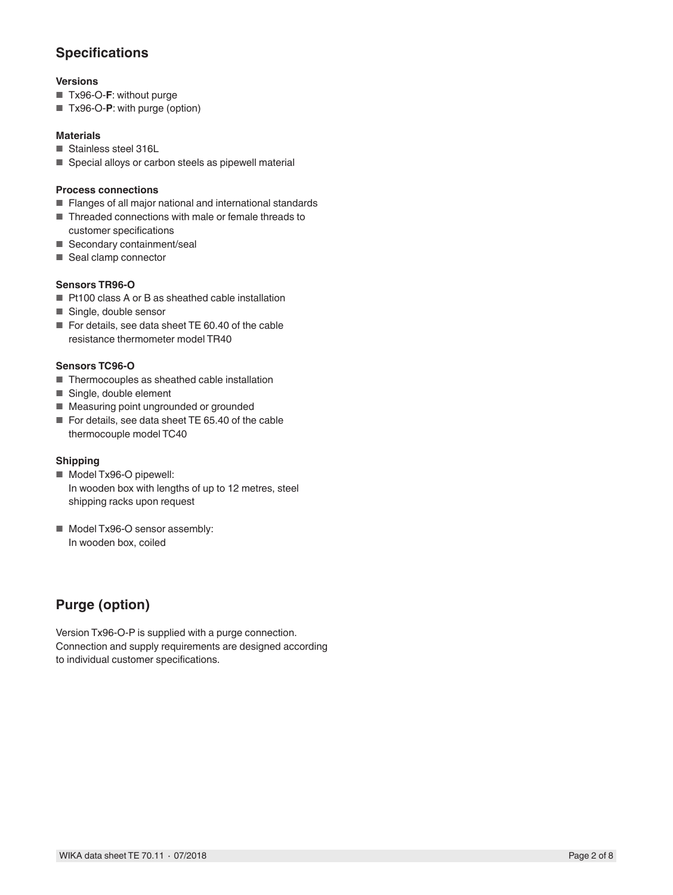## Specifications

### Versions

- Tx96-O-**F**: without purge
- Tx96-O-**P**: with purge (option)

### Materials

- Stainless steel 316L
- Special alloys or carbon steels as pipewell material

### Process connections

- Flanges of all major national and international standards
- Threaded connections with male or female threads to customer specifications
- Secondary containment/seal
- Seal clamp connector

### Sensors TR96-O

- Pt100 class A or B as sheathed cable installation
- Single, double sensor
- For details, see data sheet TE 60.40 of the cable resistance thermometer model TR40

### Sensors TC96-O

- Thermocouples as sheathed cable installation
- Single, double element
- Measuring point ungrounded or grounded
- For details, see data sheet TE 65.40 of the cable thermocouple model TC40

### Shipping

- Model Tx96-O pipewell:
  In wooden box with lengths of up to 12 metres, steel shipping racks upon request

- Model Tx96-O sensor assembly:
  In wooden box, coiled

## Purge (option)

Version Tx96-O-P is supplied with a purge connection. Connection and supply requirements are designed according to individual customer specifications.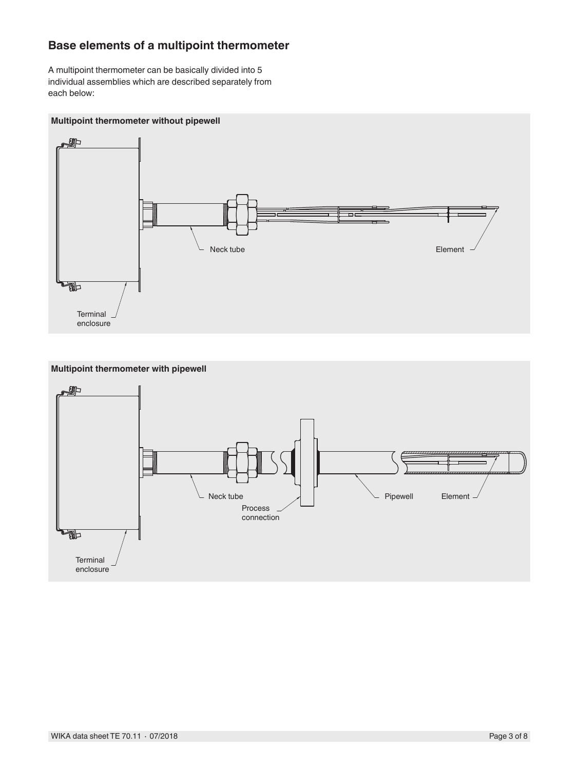## Base elements of a multipoint thermometer

A multipoint thermometer can be basically divided into 5 individual assemblies which are described separately from each below:

**Multipoint thermometer without pipewell**

Neck tube

Element

Terminal enclosure

**Multipoint thermometer with pipewell**

Neck tube

Process connection

Pipewell

Element

Terminal enclosure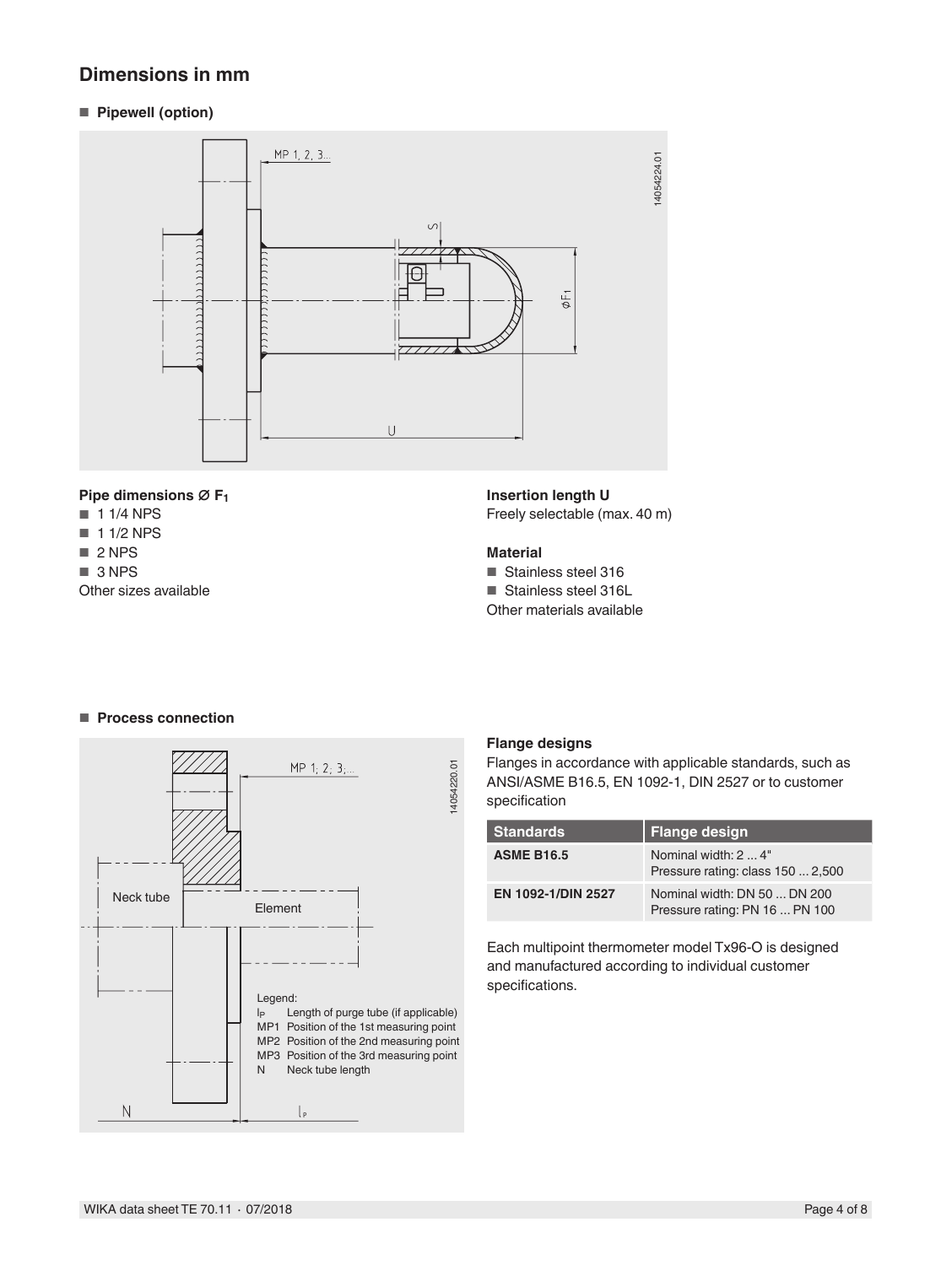## Dimensions in mm

- **Pipewell (option)**

**Pipe dimensions Ø $F_1$**

- 1 1/4 NPS
- 1 1/2 NPS
- 2 NPS
- 3 NPS

Other sizes available

**Insertion length U**

Freely selectable (max. 40 m)

**Material**

- Stainless steel 316
- Stainless steel 316L

Other materials available

- **Process connection**

Legend:
- $l_P$ Length of purge tube (if applicable)
- MP1 Position of the 1st measuring point
- MP2 Position of the 2nd measuring point
- MP3 Position of the 3rd measuring point
- N Neck tube length

**Flange designs**

Flanges in accordance with applicable standards, such as ANSI/ASME B16.5, EN 1092-1, DIN 2527 or to customer specification

| Standards | Flange design |
| --- | --- |
| **ASME B16.5** | Nominal width: 2 ... 4"<br>Pressure rating: class 150 ... 2,500 |
| **EN 1092-1/DIN 2527** | Nominal width: DN 50 ... DN 200<br>Pressure rating: PN 16 ... PN 100 |

Each multipoint thermometer model Tx96-O is designed and manufactured according to individual customer specifications.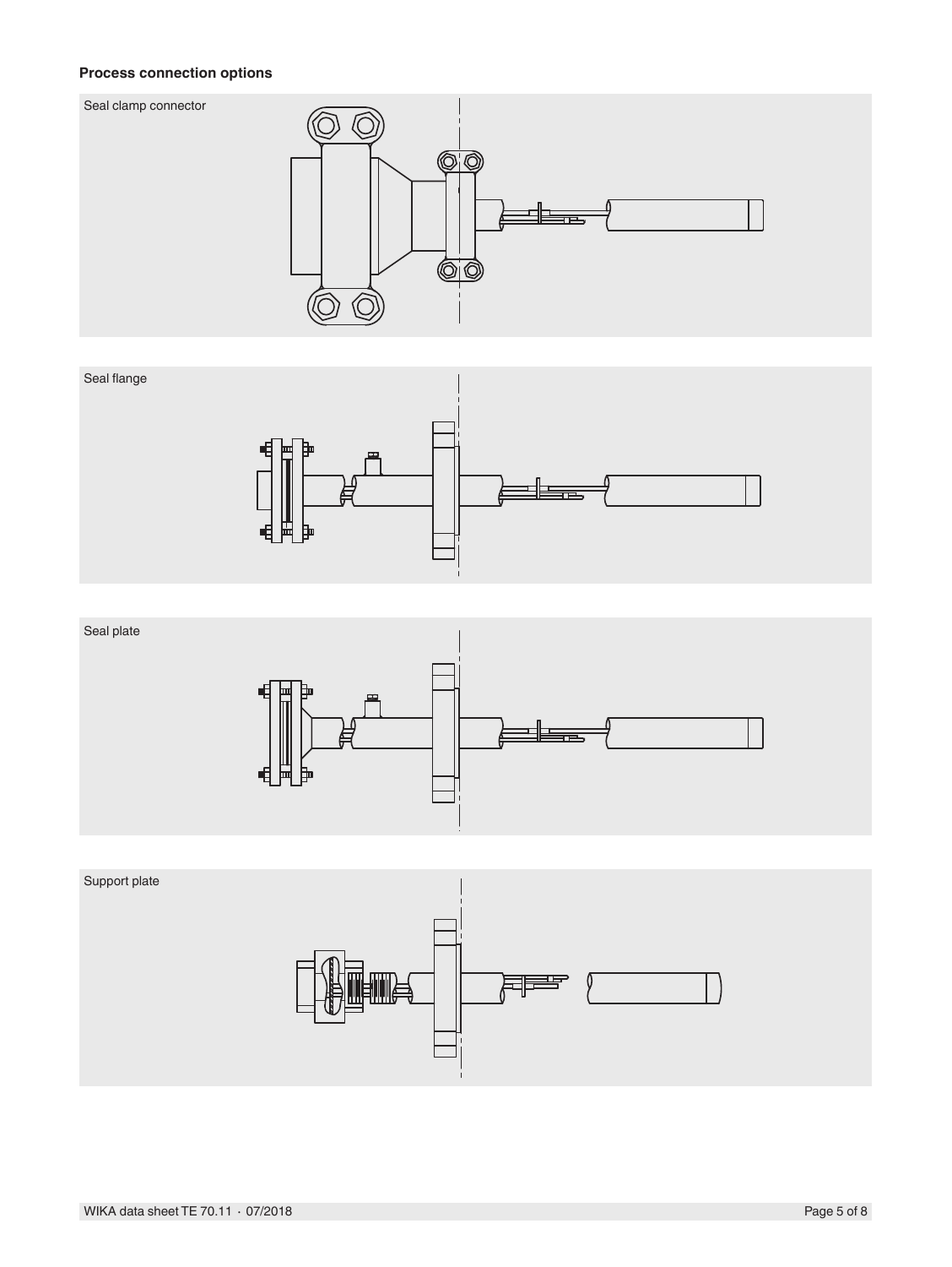**Process connection options**

Seal clamp connector

Seal flange

Seal plate

Support plate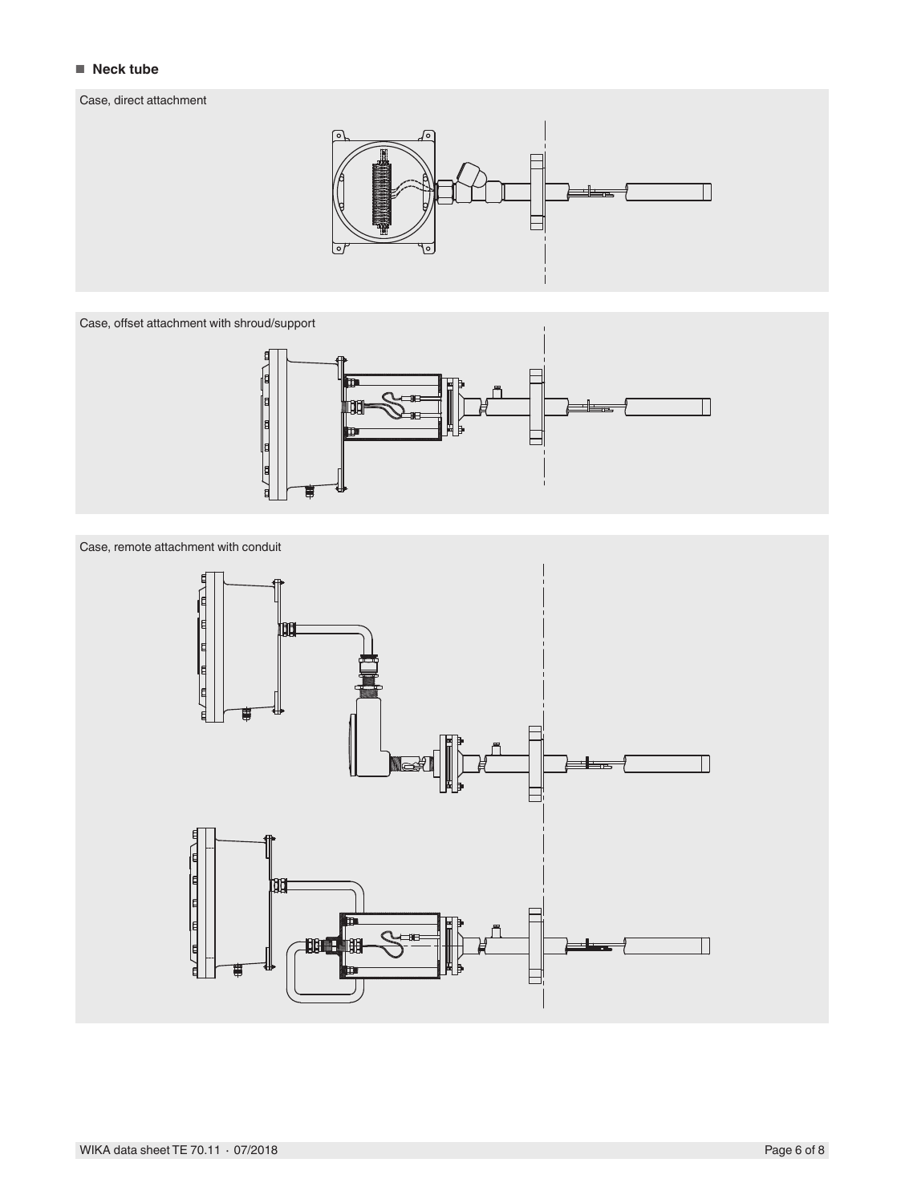■ **Neck tube**

Case, direct attachment

Case, offset attachment with shroud/support

Case, remote attachment with conduit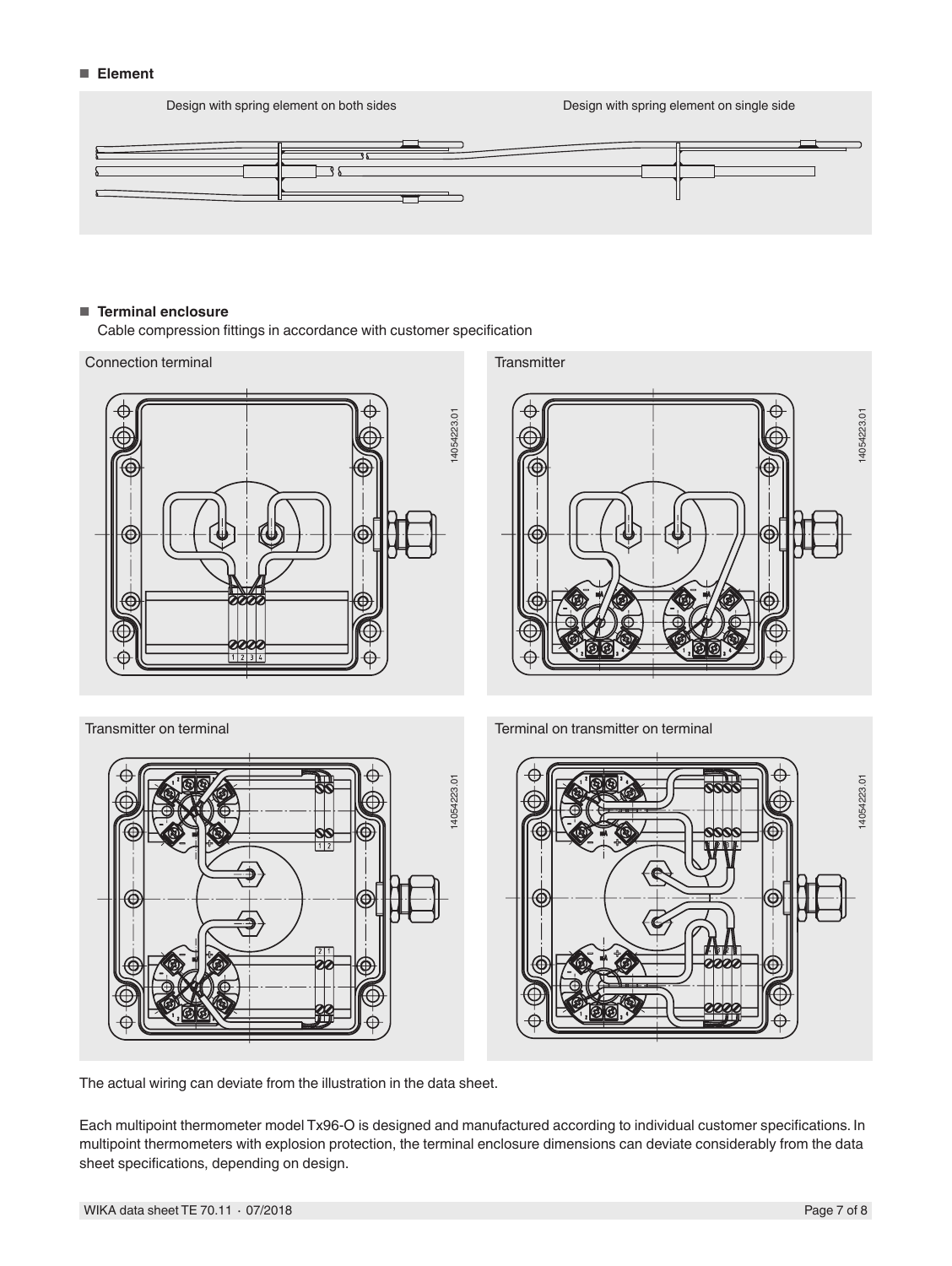- **Element**

Design with spring element on both sides

Design with spring element on single side

- **Terminal enclosure**

  Cable compression fittings in accordance with customer specification

Connection terminal

Transmitter

Transmitter on terminal

Terminal on transmitter on terminal

The actual wiring can deviate from the illustration in the data sheet.

Each multipoint thermometer model Tx96-O is designed and manufactured according to individual customer specifications. In multipoint thermometers with explosion protection, the terminal enclosure dimensions can deviate considerably from the data sheet specifications, depending on design.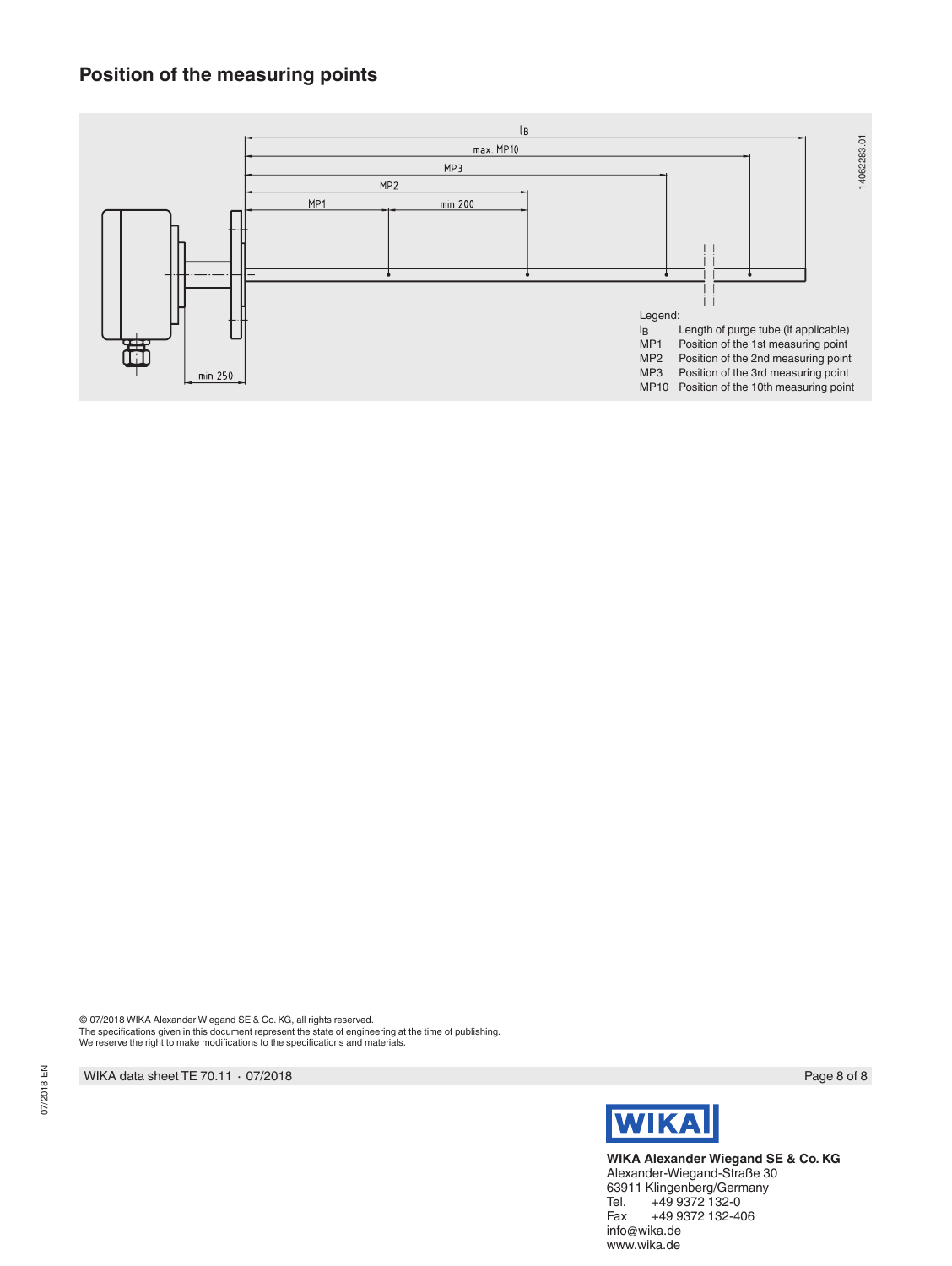## Position of the measuring points

$l_B$

max. MP10

MP3

MP2

MP1

min 200

min 250

14062283.01

Legend:

$l_B$ Length of purge tube (if applicable)
MP1 Position of the 1st measuring point
MP2 Position of the 2nd measuring point
MP3 Position of the 3rd measuring point
MP10 Position of the 10th measuring point

© 07/2018 WIKA Alexander Wiegand SE & Co. KG, all rights reserved.
The specifications given in this document represent the state of engineering at the time of publishing.
We reserve the right to make modifications to the specifications and materials.

**WIKA Alexander Wiegand SE & Co. KG**
Alexander-Wiegand-Straße 30
63911 Klingenberg/Germany
Tel. +49 9372 132-0
Fax +49 9372 132-406
info@wika.de
www.wika.de